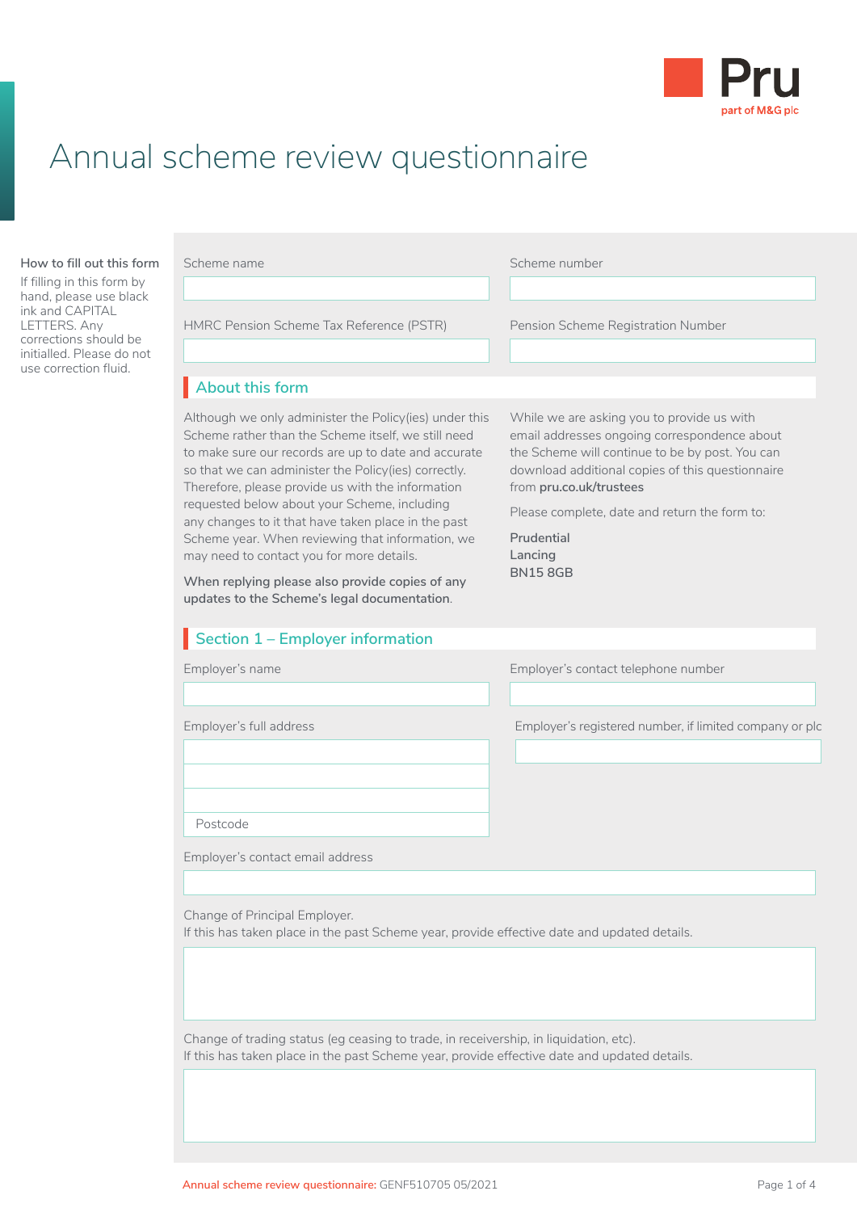# Annual scheme review questionnaire

**How to fill out this form**

If filling in this form by hand, please use black ink and CAPITAL LETTERS. Any corrections should be initialled. Please do not use correction fluid.

Scheme name

Scheme number

HMRC Pension Scheme Tax Reference (PSTR)

Pension Scheme Registration Number

## About this form

Although we only administer the Policy(ies) under this Scheme rather than the Scheme itself, we still need to make sure our records are up to date and accurate so that we can administer the Policy(ies) correctly. Therefore, please provide us with the information requested below about your Scheme, including any changes to it that have taken place in the past Scheme year. When reviewing that information, we may need to contact you for more details.

**When replying please also provide copies of any updates to the Scheme's legal documentation.**

While we are asking you to provide us with email addresses ongoing correspondence about the Scheme will continue to be by post. You can download additional copies of this questionnaire from **pru.co.uk/trustees**

Please complete, date and return the form to:

**Prudential**
**Lancing**
**BN15 8GB**

## Section 1 – Employer information

Employer's name

Employer's contact telephone number

Employer's full address

Postcode

Employer's registered number, if limited company or plc

Employer's contact email address

Change of Principal Employer.
If this has taken place in the past Scheme year, provide effective date and updated details.

Change of trading status (eg ceasing to trade, in receivership, in liquidation, etc).
If this has taken place in the past Scheme year, provide effective date and updated details.

Annual scheme review questionnaire: GENF510705 05/2021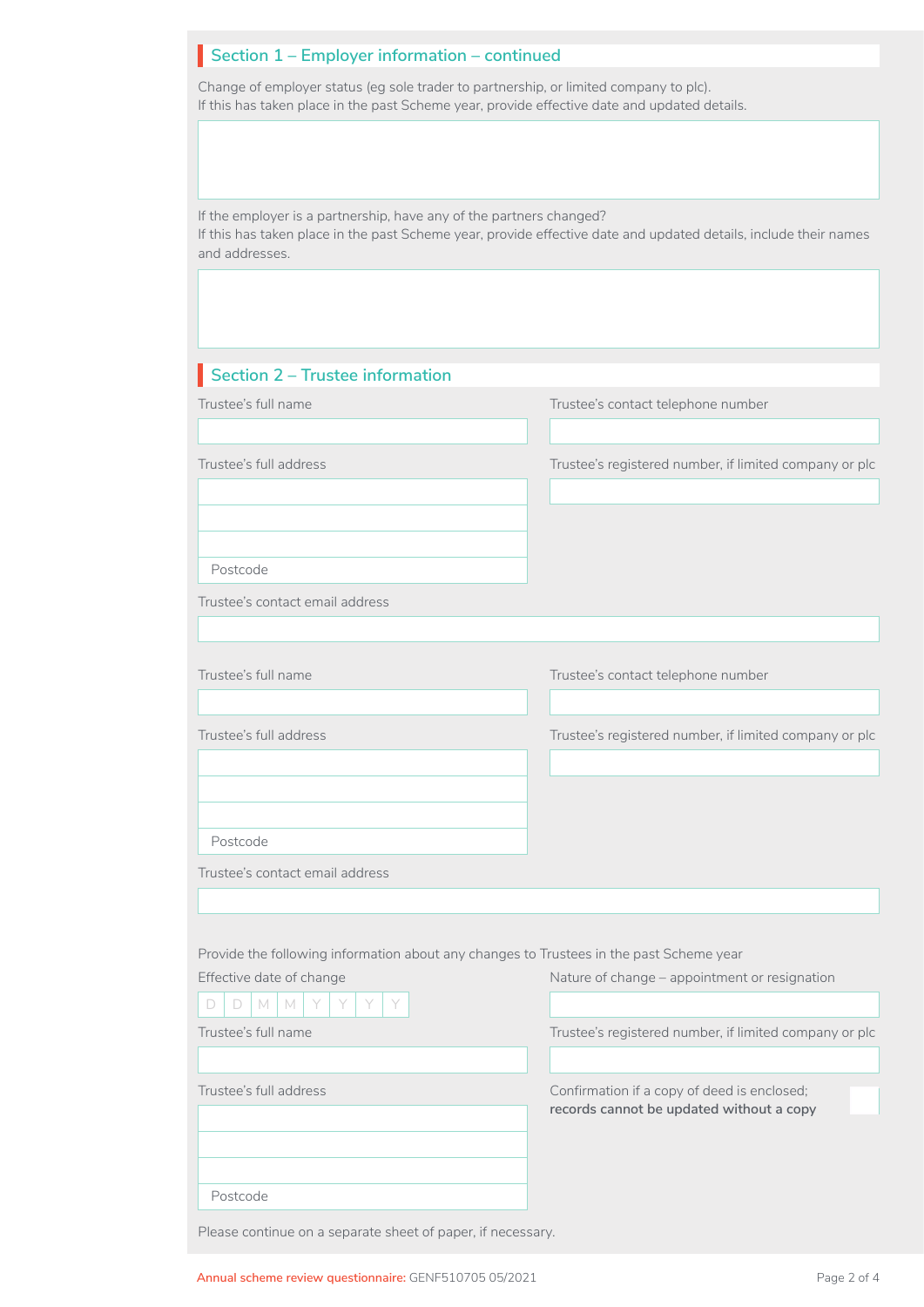## Section 1 – Employer information – continued

Change of employer status (eg sole trader to partnership, or limited company to plc).
If this has taken place in the past Scheme year, provide effective date and updated details.

If the employer is a partnership, have any of the partners changed?
If this has taken place in the past Scheme year, provide effective date and updated details, include their names and addresses.

## Section 2 – Trustee information

Trustee's full name

Trustee's contact telephone number

Trustee's full address

Postcode

Trustee's registered number, if limited company or plc

Trustee's contact email address

Trustee's full name

Trustee's contact telephone number

Trustee's full address

Postcode

Trustee's registered number, if limited company or plc

Trustee's contact email address

Provide the following information about any changes to Trustees in the past Scheme year

Effective date of change

D D M M Y Y Y Y

Nature of change – appointment or resignation

Trustee's full name

Trustee's registered number, if limited company or plc

Trustee's full address

Postcode

Confirmation if a copy of deed is enclosed; **records cannot be updated without a copy**

Please continue on a separate sheet of paper, if necessary.

Annual scheme review questionnaire: GENF510705 05/2021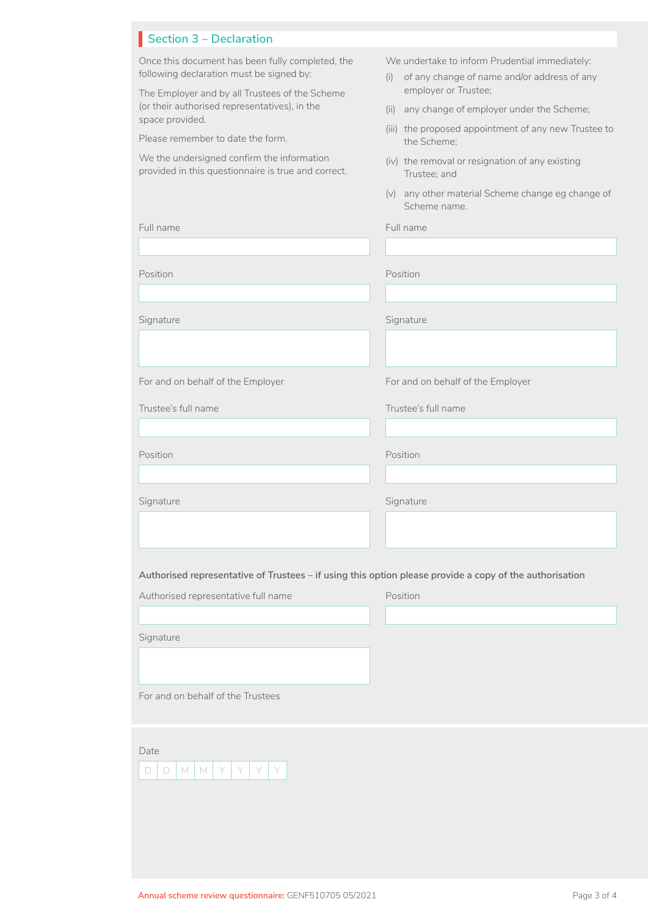## Section 3 – Declaration

Once this document has been fully completed, the following declaration must be signed by:

The Employer and by all Trustees of the Scheme (or their authorised representatives), in the space provided.

Please remember to date the form.

We the undersigned confirm the information provided in this questionnaire is true and correct.

We undertake to inform Prudential immediately:

(i) of any change of name and/or address of any employer or Trustee;

(ii) any change of employer under the Scheme;

(iii) the proposed appointment of any new Trustee to the Scheme;

(iv) the removal or resignation of any existing Trustee; and

(v) any other material Scheme change eg change of Scheme name.

Full name

Position

Signature

For and on behalf of the Employer

Full name

Position

Signature

For and on behalf of the Employer

Trustee's full name

Position

Signature

Trustee's full name

Position

Signature

**Authorised representative of Trustees – if using this option please provide a copy of the authorisation**

Authorised representative full name

Position

Signature

For and on behalf of the Trustees

Date

| D | D | M | M | Y | Y | Y | Y |
|---|---|---|---|---|---|---|---|

Annual scheme review questionnaire: GENF510705 05/2021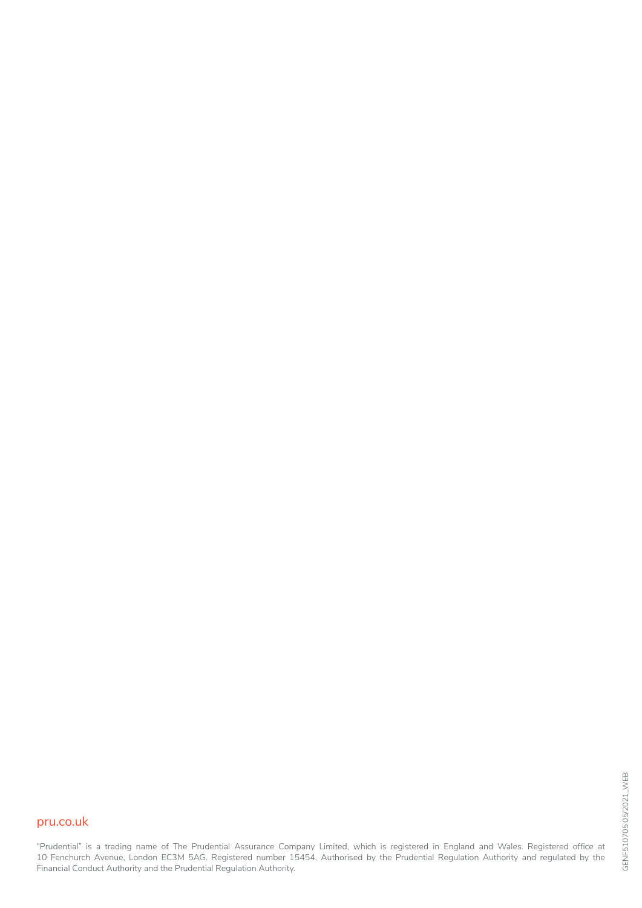pru.co.uk

"Prudential" is a trading name of The Prudential Assurance Company Limited, which is registered in England and Wales. Registered office at 10 Fenchurch Avenue, London EC3M 5AG. Registered number 15454. Authorised by the Prudential Regulation Authority and regulated by the Financial Conduct Authority and the Prudential Regulation Authority.

GENF51070505/2021_WEB